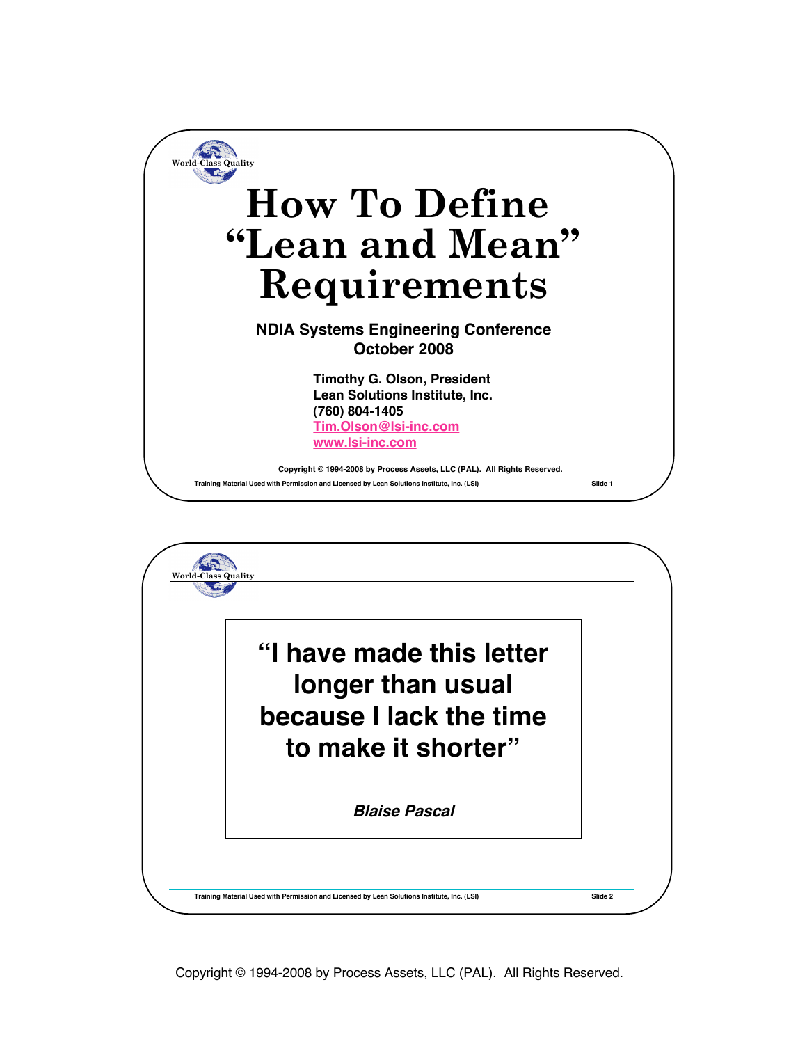World-Class Quality

# How To Define "Lean and Mean" Requirements

**NDIA Systems Engineering Conference**
**October 2008**

**Timothy G. Olson, President**
**Lean Solutions Institute, Inc.**
**(760) 804-1405**
**Tim.Olson@lsi-inc.com**
**www.lsi-inc.com**

Copyright © 1994-2008 by Process Assets, LLC (PAL). All Rights Reserved.

Training Material Used with Permission and Licensed by Lean Solutions Institute, Inc. (LSI)

---

World-Class Quality

> **"I have made this letter longer than usual because I lack the time to make it shorter"**
>
> ***Blaise Pascal***

Training Material Used with Permission and Licensed by Lean Solutions Institute, Inc. (LSI)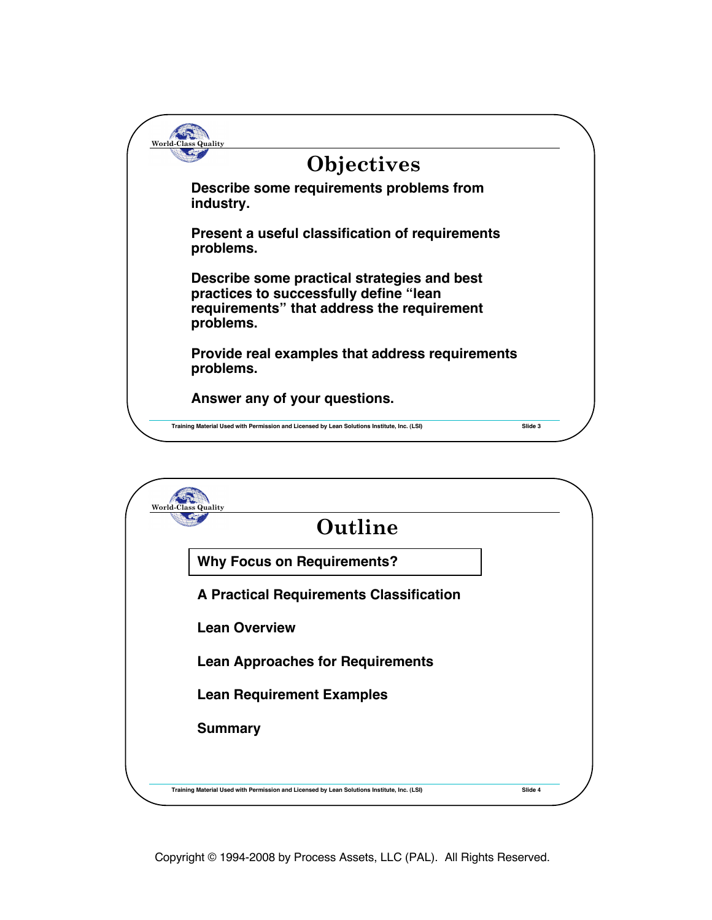## Objectives

Describe some requirements problems from industry.

Present a useful classification of requirements problems.

Describe some practical strategies and best practices to successfully define "lean requirements" that address the requirement problems.

Provide real examples that address requirements problems.

Answer any of your questions.

Training Material Used with Permission and Licensed by Lean Solutions Institute, Inc. (LSI)

## Outline

**Why Focus on Requirements?**

**A Practical Requirements Classification**

**Lean Overview**

**Lean Approaches for Requirements**

**Lean Requirement Examples**

**Summary**

Training Material Used with Permission and Licensed by Lean Solutions Institute, Inc. (LSI)

Copyright © 1994-2008 by Process Assets, LLC (PAL). All Rights Reserved.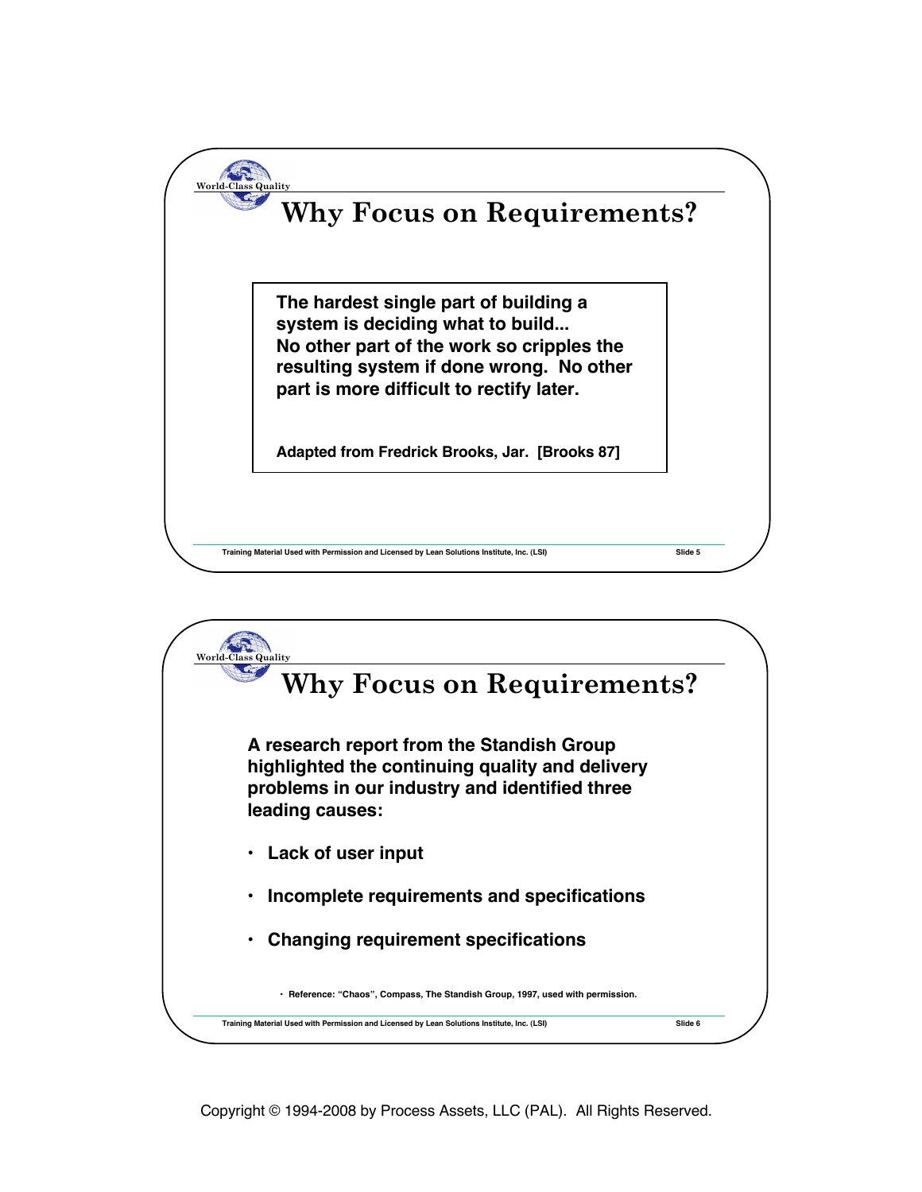# Why Focus on Requirements?

> **The hardest single part of building a system is deciding what to build...**
> **No other part of the work so cripples the resulting system if done wrong. No other part is more difficult to rectify later.**
>
> **Adapted from Fredrick Brooks, Jar. [Brooks 87]**

# Why Focus on Requirements?

**A research report from the Standish Group highlighted the continuing quality and delivery problems in our industry and identified three leading causes:**

- **Lack of user input**
- **Incomplete requirements and specifications**
- **Changing requirement specifications**

- Reference: "Chaos", Compass, The Standish Group, 1997, used with permission.

Copyright © 1994-2008 by Process Assets, LLC (PAL). All Rights Reserved.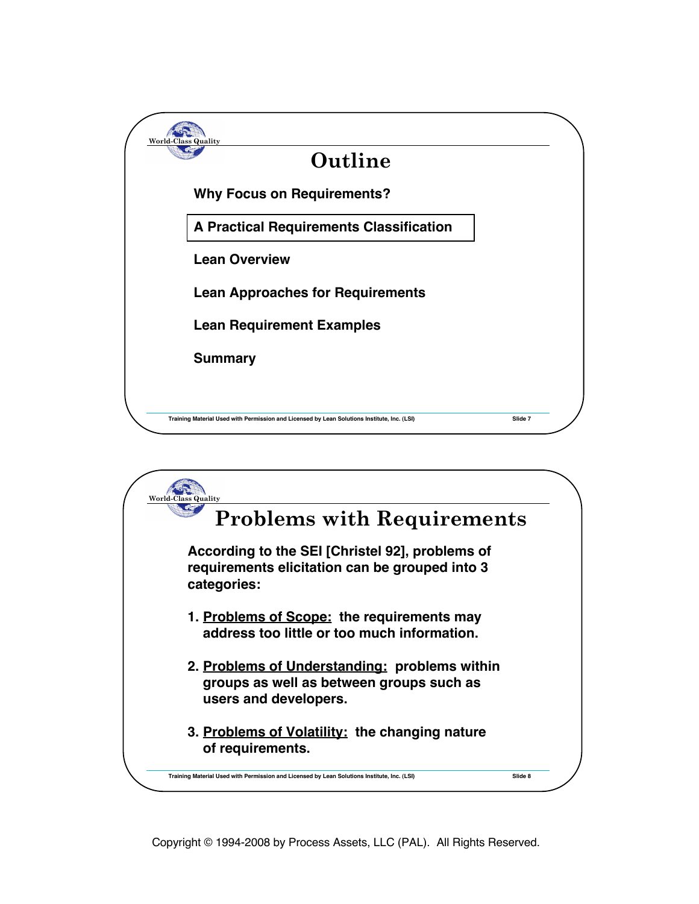# Outline

Why Focus on Requirements?

**A Practical Requirements Classification**

Lean Overview

Lean Approaches for Requirements

Lean Requirement Examples

Summary

Training Material Used with Permission and Licensed by Lean Solutions Institute, Inc. (LSI) Slide 7

# Problems with Requirements

According to the SEI [Christel 92], problems of requirements elicitation can be grouped into 3 categories:

1. Problems of Scope: the requirements may address too little or too much information.
2. Problems of Understanding: problems within groups as well as between groups such as users and developers.
3. Problems of Volatility: the changing nature of requirements.

Training Material Used with Permission and Licensed by Lean Solutions Institute, Inc. (LSI) Slide 8

Copyright © 1994-2008 by Process Assets, LLC (PAL). All Rights Reserved.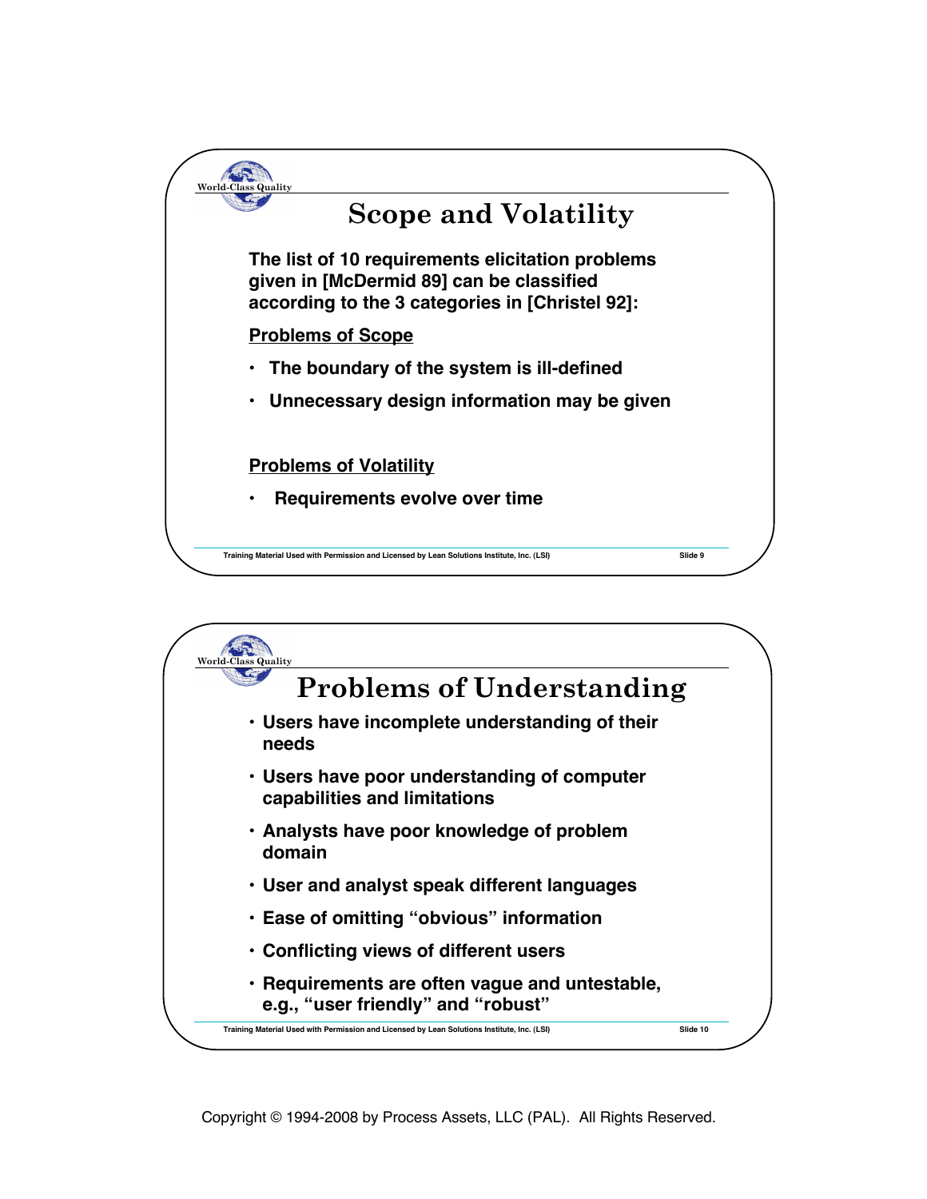## Scope and Volatility

**The list of 10 requirements elicitation problems given in [McDermid 89] can be classified according to the 3 categories in [Christel 92]:**

**Problems of Scope**

- **The boundary of the system is ill-defined**
- **Unnecessary design information may be given**

**Problems of Volatility**

- **Requirements evolve over time**

## Problems of Understanding

- **Users have incomplete understanding of their needs**
- **Users have poor understanding of computer capabilities and limitations**
- **Analysts have poor knowledge of problem domain**
- **User and analyst speak different languages**
- **Ease of omitting "obvious" information**
- **Conflicting views of different users**
- **Requirements are often vague and untestable, e.g., "user friendly" and "robust"**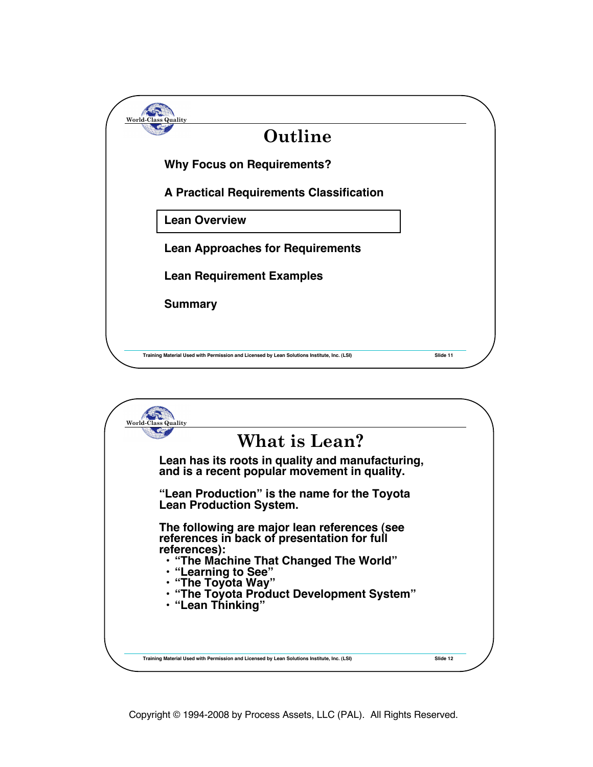## Outline

**Why Focus on Requirements?**

**A Practical Requirements Classification**

**Lean Overview**

**Lean Approaches for Requirements**

**Lean Requirement Examples**

**Summary**

Training Material Used with Permission and Licensed by Lean Solutions Institute, Inc. (LSI)

## What is Lean?

**Lean has its roots in quality and manufacturing, and is a recent popular movement in quality.**

**"Lean Production" is the name for the Toyota Lean Production System.**

**The following are major lean references (see references in back of presentation for full references):**

- **"The Machine That Changed The World"**
- **"Learning to See"**
- **"The Toyota Way"**
- **"The Toyota Product Development System"**
- **"Lean Thinking"**

Training Material Used with Permission and Licensed by Lean Solutions Institute, Inc. (LSI)

Copyright © 1994-2008 by Process Assets, LLC (PAL). All Rights Reserved.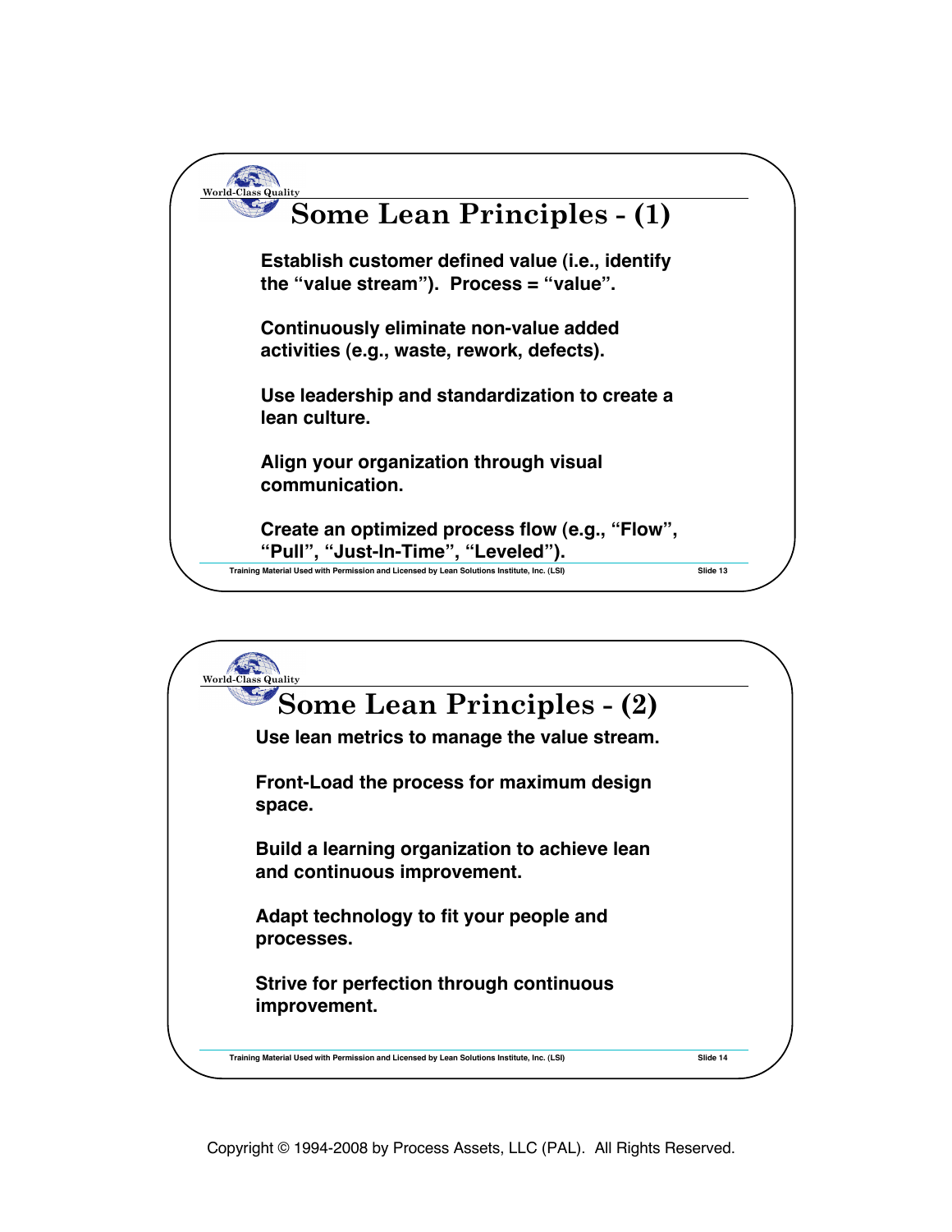## Some Lean Principles - (1)

**Establish customer defined value (i.e., identify the "value stream"). Process = "value".**

**Continuously eliminate non-value added activities (e.g., waste, rework, defects).**

**Use leadership and standardization to create a lean culture.**

**Align your organization through visual communication.**

**Create an optimized process flow (e.g., "Flow", "Pull", "Just-In-Time", "Leveled").**

Training Material Used with Permission and Licensed by Lean Solutions Institute, Inc. (LSI)

## Some Lean Principles - (2)

**Use lean metrics to manage the value stream.**

**Front-Load the process for maximum design space.**

**Build a learning organization to achieve lean and continuous improvement.**

**Adapt technology to fit your people and processes.**

**Strive for perfection through continuous improvement.**

Training Material Used with Permission and Licensed by Lean Solutions Institute, Inc. (LSI)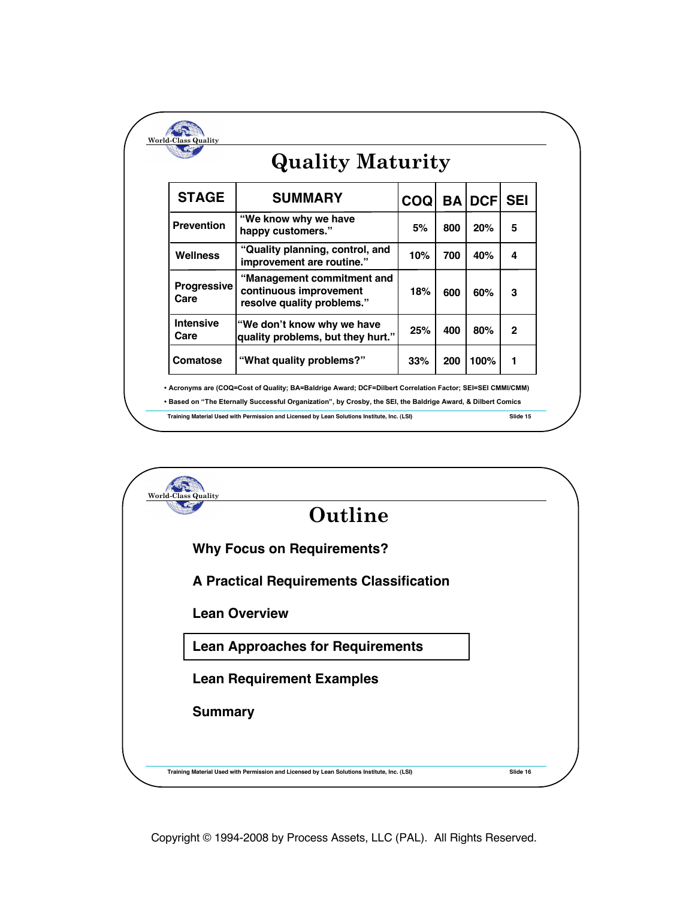## Quality Maturity

| STAGE | SUMMARY | COQ | BA | DCF | SEI |
|---|---|---|---|---|---|
| Prevention | "We know why we have happy customers." | 5% | 800 | 20% | 5 |
| Wellness | "Quality planning, control, and improvement are routine." | 10% | 700 | 40% | 4 |
| Progressive Care | "Management commitment and continuous improvement resolve quality problems." | 18% | 600 | 60% | 3 |
| Intensive Care | "We don't know why we have quality problems, but they hurt." | 25% | 400 | 80% | 2 |
| Comatose | "What quality problems?" | 33% | 200 | 100% | 1 |

- Acronyms are (COQ=Cost of Quality; BA=Baldrige Award; DCF=Dilbert Correlation Factor; SEI=SEI CMMI/CMM)
- Based on "The Eternally Successful Organization", by Crosby, the SEI, the Baldrige Award, & Dilbert Comics

Training Material Used with Permission and Licensed by Lean Solutions Institute, Inc. (LSI)

## Outline

**Why Focus on Requirements?**

**A Practical Requirements Classification**

**Lean Overview**

**Lean Approaches for Requirements**

**Lean Requirement Examples**

**Summary**

Training Material Used with Permission and Licensed by Lean Solutions Institute, Inc. (LSI)

Copyright © 1994-2008 by Process Assets, LLC (PAL). All Rights Reserved.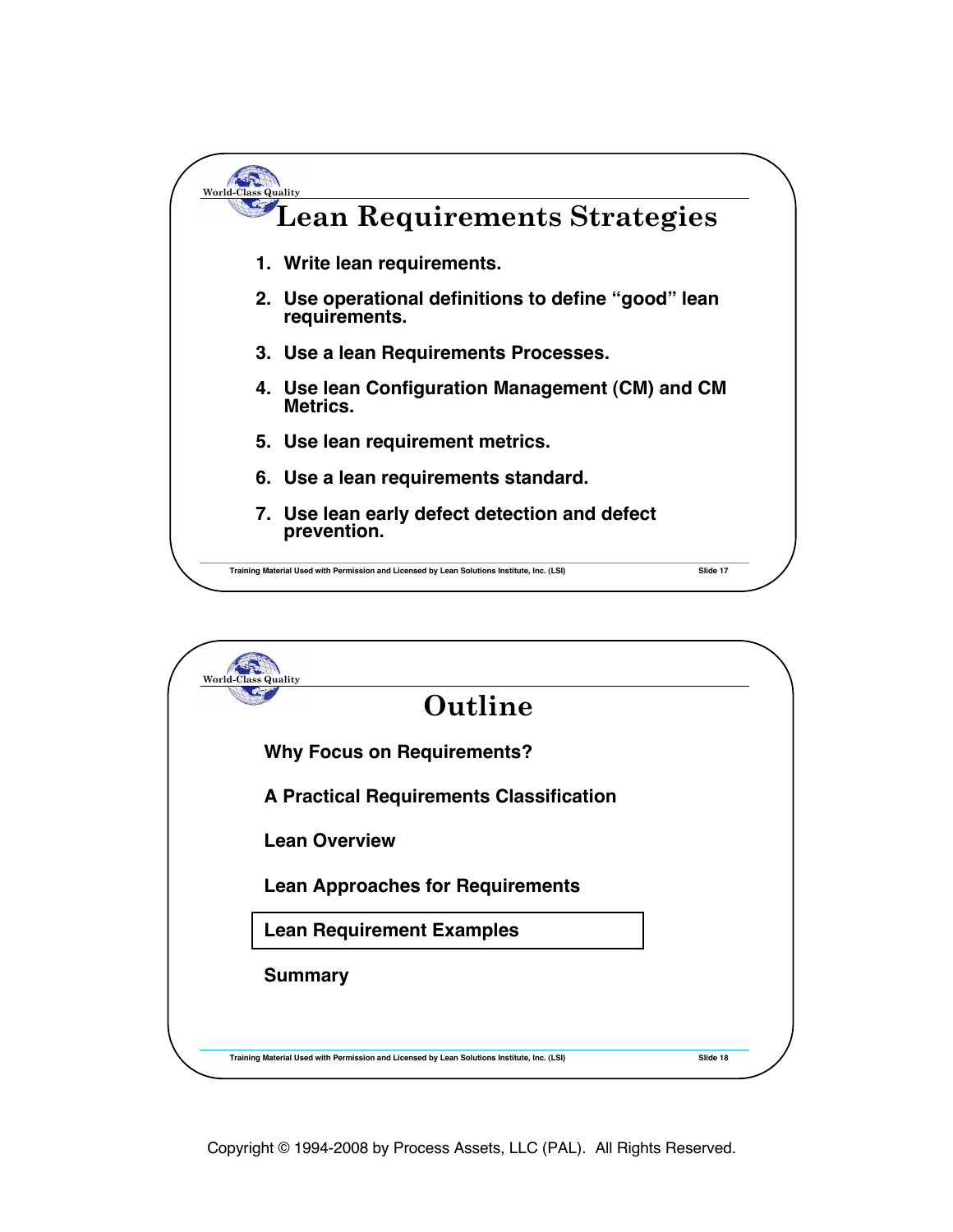## Lean Requirements Strategies

1. Write lean requirements.
2. Use operational definitions to define "good" lean requirements.
3. Use a lean Requirements Processes.
4. Use lean Configuration Management (CM) and CM Metrics.
5. Use lean requirement metrics.
6. Use a lean requirements standard.
7. Use lean early defect detection and defect prevention.

Training Material Used with Permission and Licensed by Lean Solutions Institute, Inc. (LSI)

## Outline

Why Focus on Requirements?

A Practical Requirements Classification

Lean Overview

Lean Approaches for Requirements

**Lean Requirement Examples**

Summary

Training Material Used with Permission and Licensed by Lean Solutions Institute, Inc. (LSI)

Copyright © 1994-2008 by Process Assets, LLC (PAL). All Rights Reserved.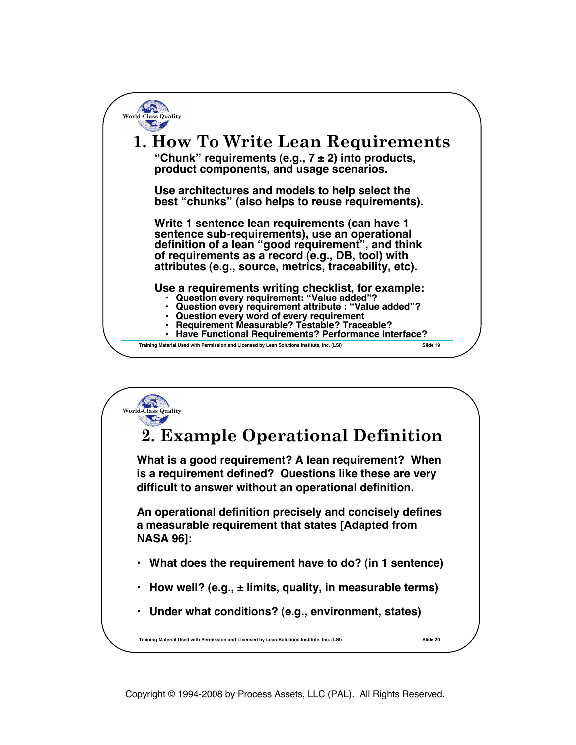# 1. How To Write Lean Requirements

"Chunk" requirements (e.g., 7 ± 2) into products, product components, and usage scenarios.

Use architectures and models to help select the best "chunks" (also helps to reuse requirements).

Write 1 sentence lean requirements (can have 1 sentence sub-requirements), use an operational definition of a lean "good requirement", and think of requirements as a record (e.g., DB, tool) with attributes (e.g., source, metrics, traceability, etc).

<u>Use a requirements writing checklist, for example:</u>

- Question every requirement: "Value added"?
- Question every requirement attribute : "Value added"?
- Question every word of every requirement
- Requirement Measurable? Testable? Traceable?
- Have Functional Requirements? Performance Interface?

Training Material Used with Permission and Licensed by Lean Solutions Institute, Inc. (LSI)

# 2. Example Operational Definition

What is a good requirement? A lean requirement? When is a requirement defined? Questions like these are very difficult to answer without an operational definition.

An operational definition precisely and concisely defines a measurable requirement that states [Adapted from NASA 96]:

- What does the requirement have to do? (in 1 sentence)
- How well? (e.g., ± limits, quality, in measurable terms)
- Under what conditions? (e.g., environment, states)

Training Material Used with Permission and Licensed by Lean Solutions Institute, Inc. (LSI)

Copyright © 1994-2008 by Process Assets, LLC (PAL). All Rights Reserved.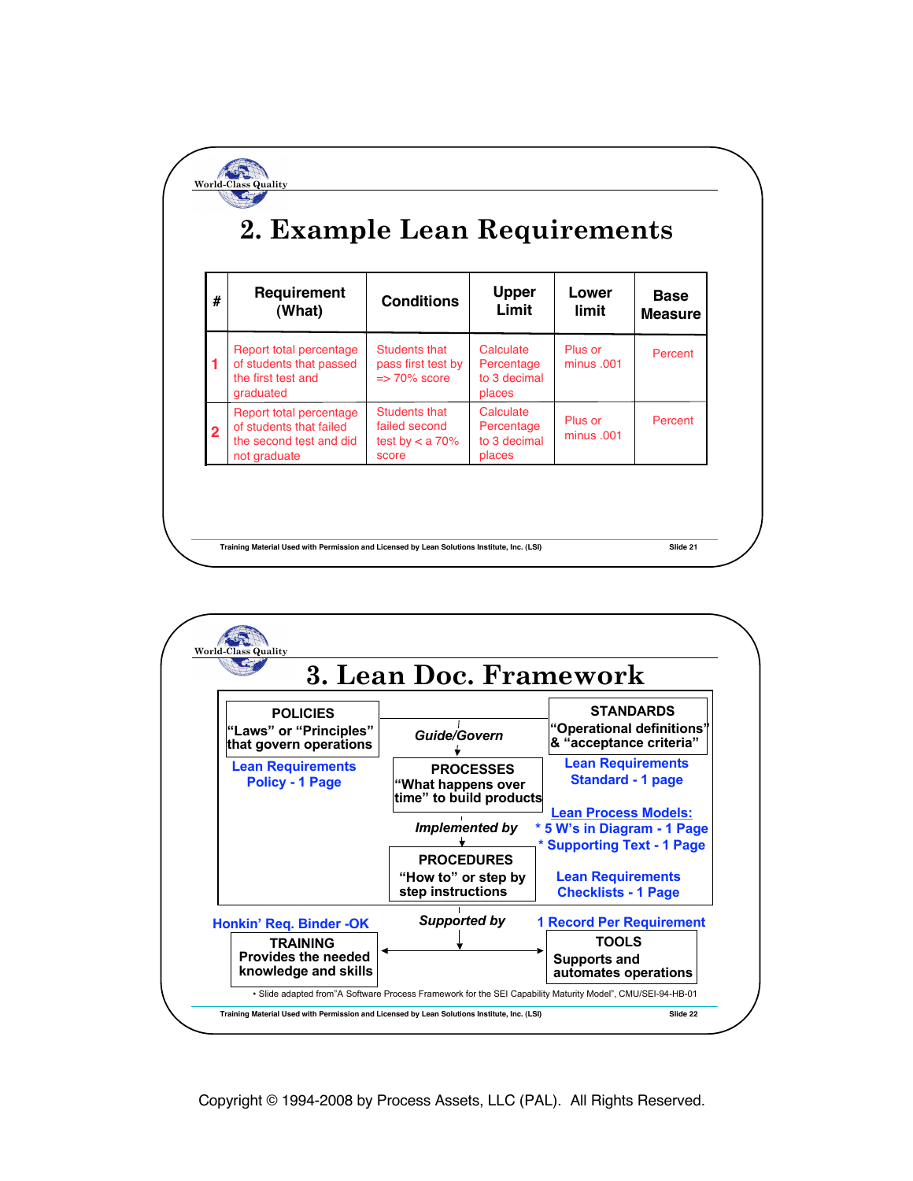## 2. Example Lean Requirements

| # | Requirement (What) | Conditions | Upper Limit | Lower limit | Base Measure |
|---|---|---|---|---|---|
| 1 | Report total percentage of students that passed the first test and graduated | Students that pass first test by => 70% score | Calculate Percentage to 3 decimal places | Plus or minus .001 | Percent |
| 2 | Report total percentage of students that failed the second test and did not graduate | Students that failed second test by < a 70% score | Calculate Percentage to 3 decimal places | Plus or minus .001 | Percent |

Training Material Used with Permission and Licensed by Lean Solutions Institute, Inc. (LSI)

## 3. Lean Doc. Framework

**POLICIES**
"Laws" or "Principles" that govern operations

Lean Requirements Policy - 1 Page

*Guide/Govern*

**STANDARDS**
"Operational definitions" & "acceptance criteria"

Lean Requirements Standard - 1 page

**PROCESSES**
"What happens over time" to build products

Lean Process Models:
* 5 W's in Diagram - 1 Page
* Supporting Text - 1 Page

*Implemented by*

**PROCEDURES**
"How to" or step by step instructions

Lean Requirements Checklists - 1 Page

*Supported by*

Honkin' Req. Binder -OK

**TRAINING**
Provides the needed knowledge and skills

1 Record Per Requirement

**TOOLS**
Supports and automates operations

• Slide adapted from"A Software Process Framework for the SEI Capability Maturity Model", CMU/SEI-94-HB-01

Training Material Used with Permission and Licensed by Lean Solutions Institute, Inc. (LSI)

Copyright © 1994-2008 by Process Assets, LLC (PAL). All Rights Reserved.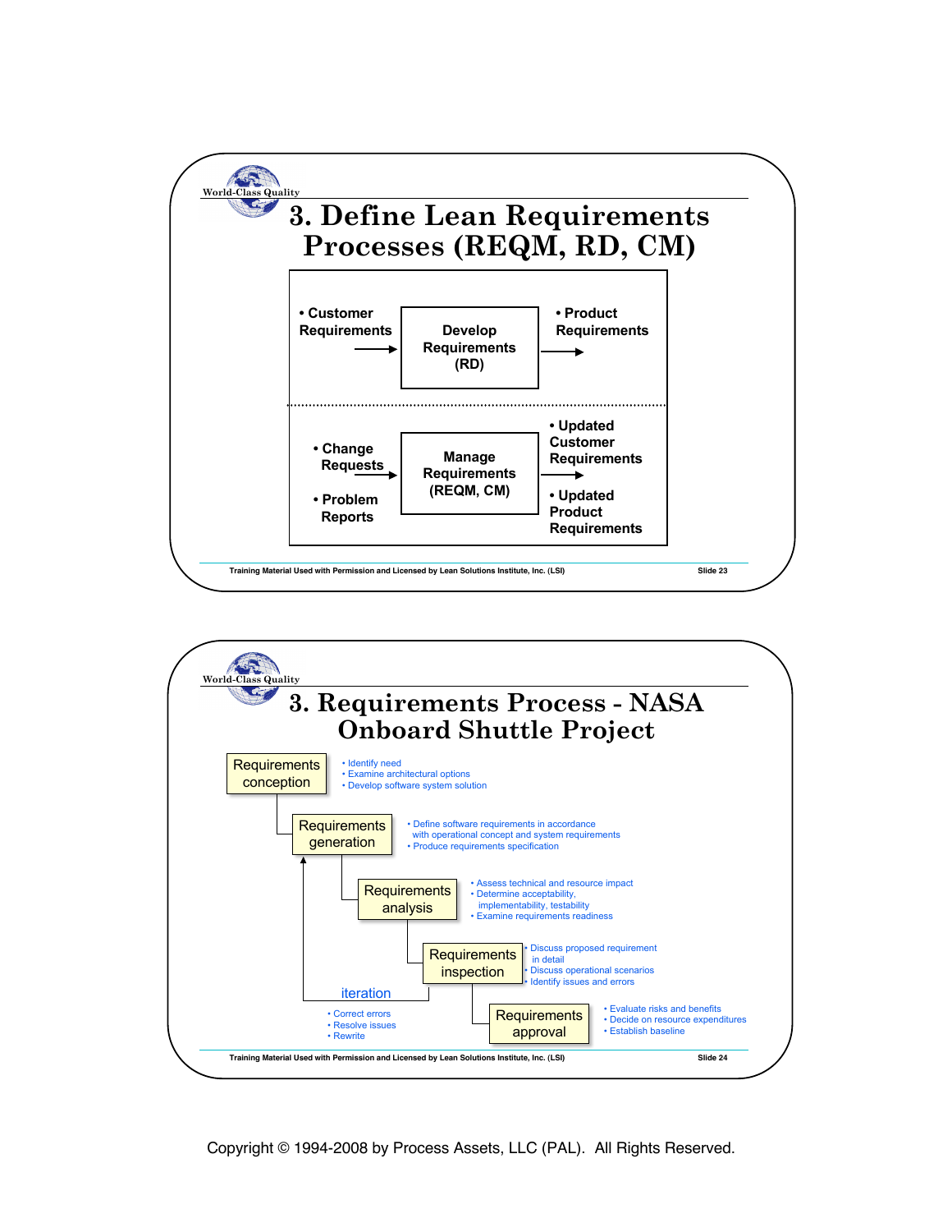## 3. Define Lean Requirements Processes (REQM, RD, CM)

- Customer Requirements → **Develop Requirements (RD)** → • Product Requirements

- Change Requests
- Problem Reports

→ **Manage Requirements (REQM, CM)** →

- Updated Customer Requirements
- Updated Product Requirements

Training Material Used with Permission and Licensed by Lean Solutions Institute, Inc. (LSI) — Slide 23

## 3. Requirements Process - NASA Onboard Shuttle Project

**Requirements conception**
- Identify need
- Examine architectural options
- Develop software system solution

**Requirements generation**
- Define software requirements in accordance with operational concept and system requirements
- Produce requirements specification

**Requirements analysis**
- Assess technical and resource impact
- Determine acceptability, implementability, testability
- Examine requirements readiness

**Requirements inspection**
- Discuss proposed requirement in detail
- Discuss operational scenarios
- Identify issues and errors

**Requirements approval**
- Evaluate risks and benefits
- Decide on resource expenditures
- Establish baseline

**iteration** (from Requirements inspection back to Requirements generation)
- Correct errors
- Resolve issues
- Rewrite

Training Material Used with Permission and Licensed by Lean Solutions Institute, Inc. (LSI) — Slide 24

Copyright © 1994-2008 by Process Assets, LLC (PAL). All Rights Reserved.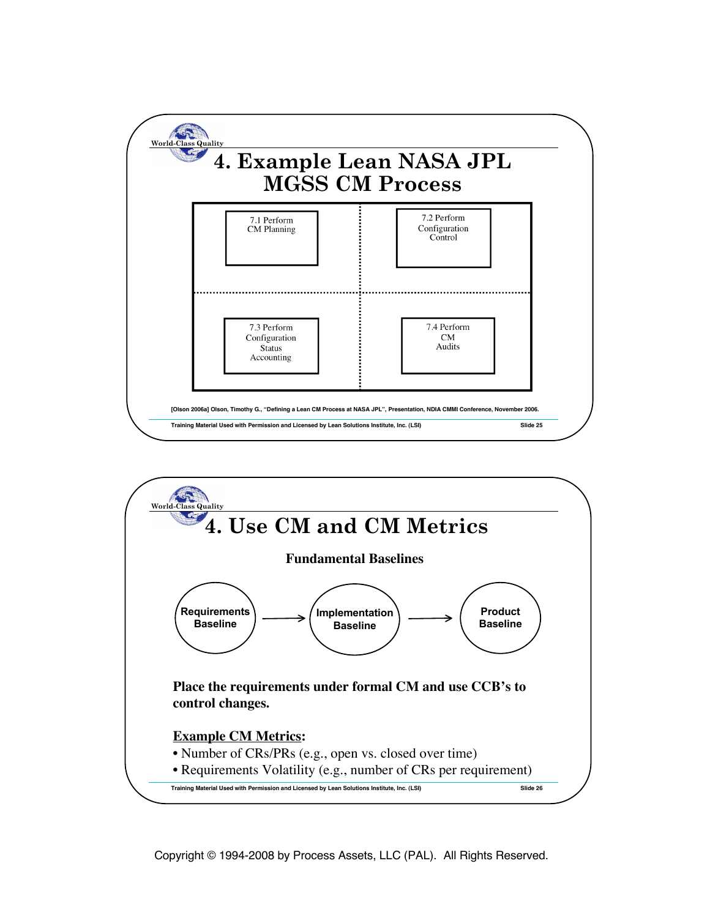## 4. Example Lean NASA JPL MGSS CM Process

| | |
|---|---|
| 7.1 Perform CM Planning | 7.2 Perform Configuration Control |
| 7.3 Perform Configuration Status Accounting | 7.4 Perform CM Audits |

[Olson 2006a] Olson, Timothy G., "Defining a Lean CM Process at NASA JPL", Presentation, NDIA CMMI Conference, November 2006.

Training Material Used with Permission and Licensed by Lean Solutions Institute, Inc. (LSI) — Slide 25

## 4. Use CM and CM Metrics

**Fundamental Baselines**

Requirements Baseline → Implementation Baseline → Product Baseline

**Place the requirements under formal CM and use CCB's to control changes.**

**Example CM Metrics:**

- Number of CRs/PRs (e.g., open vs. closed over time)
- Requirements Volatility (e.g., number of CRs per requirement)

Training Material Used with Permission and Licensed by Lean Solutions Institute, Inc. (LSI) — Slide 26

Copyright © 1994-2008 by Process Assets, LLC (PAL). All Rights Reserved.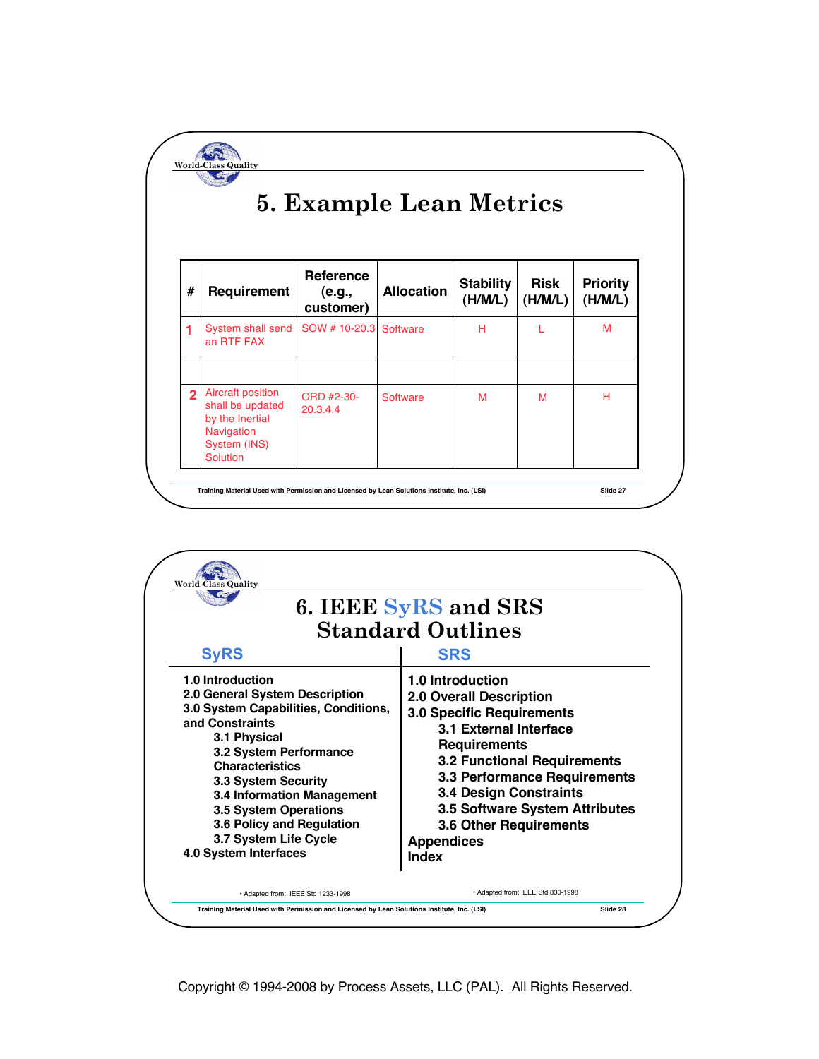## 5. Example Lean Metrics

| # | Requirement | Reference (e.g., customer) | Allocation | Stability (H/M/L) | Risk (H/M/L) | Priority (H/M/L) |
|---|---|---|---|---|---|---|
| 1 | System shall send an RTF FAX | SOW # 10-20.3 | Software | H | L | M |
| | | | | | | |
| 2 | Aircraft position shall be updated by the Inertial Navigation System (INS) Solution | ORD #2-30-20.3.4.4 | Software | M | M | H |

Training Material Used with Permission and Licensed by Lean Solutions Institute, Inc. (LSI)

## 6. IEEE SyRS and SRS Standard Outlines

**SyRS**

- 1.0 Introduction
- 2.0 General System Description
- 3.0 System Capabilities, Conditions, and Constraints
  - 3.1 Physical
  - 3.2 System Performance Characteristics
  - 3.3 System Security
  - 3.4 Information Management
  - 3.5 System Operations
  - 3.6 Policy and Regulation
  - 3.7 System Life Cycle
- 4.0 System Interfaces

• Adapted from: IEEE Std 1233-1998

**SRS**

- 1.0 Introduction
- 2.0 Overall Description
- 3.0 Specific Requirements
  - 3.1 External Interface Requirements
  - 3.2 Functional Requirements
  - 3.3 Performance Requirements
  - 3.4 Design Constraints
  - 3.5 Software System Attributes
  - 3.6 Other Requirements
- Appendices
- Index

• Adapted from: IEEE Std 830-1998

Training Material Used with Permission and Licensed by Lean Solutions Institute, Inc. (LSI)

Copyright © 1994-2008 by Process Assets, LLC (PAL). All Rights Reserved.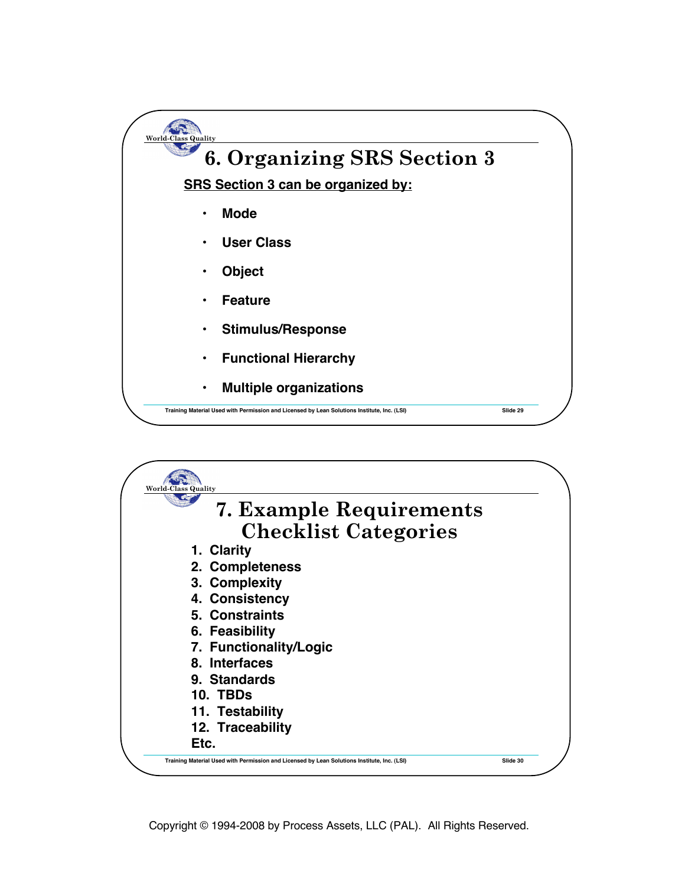# 6. Organizing SRS Section 3

**SRS Section 3 can be organized by:**

- **Mode**
- **User Class**
- **Object**
- **Feature**
- **Stimulus/Response**
- **Functional Hierarchy**
- **Multiple organizations**

Training Material Used with Permission and Licensed by Lean Solutions Institute, Inc. (LSI)

# 7. Example Requirements Checklist Categories

1. **Clarity**
2. **Completeness**
3. **Complexity**
4. **Consistency**
5. **Constraints**
6. **Feasibility**
7. **Functionality/Logic**
8. **Interfaces**
9. **Standards**
10. **TBDs**
11. **Testability**
12. **Traceability**

**Etc.**

Training Material Used with Permission and Licensed by Lean Solutions Institute, Inc. (LSI)

Copyright © 1994-2008 by Process Assets, LLC (PAL). All Rights Reserved.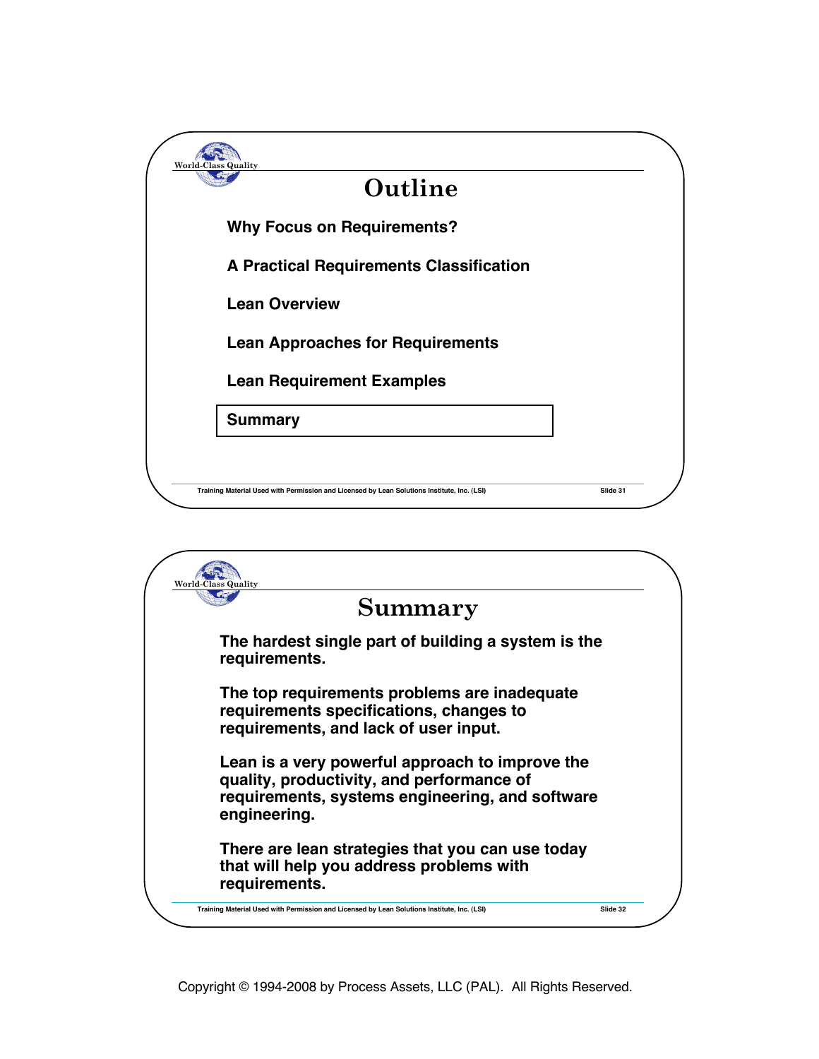# Outline

- Why Focus on Requirements?
- A Practical Requirements Classification
- Lean Overview
- Lean Approaches for Requirements
- Lean Requirement Examples
- **Summary**

Training Material Used with Permission and Licensed by Lean Solutions Institute, Inc. (LSI)

# Summary

The hardest single part of building a system is the requirements.

The top requirements problems are inadequate requirements specifications, changes to requirements, and lack of user input.

Lean is a very powerful approach to improve the quality, productivity, and performance of requirements, systems engineering, and software engineering.

There are lean strategies that you can use today that will help you address problems with requirements.

Training Material Used with Permission and Licensed by Lean Solutions Institute, Inc. (LSI)

Copyright © 1994-2008 by Process Assets, LLC (PAL). All Rights Reserved.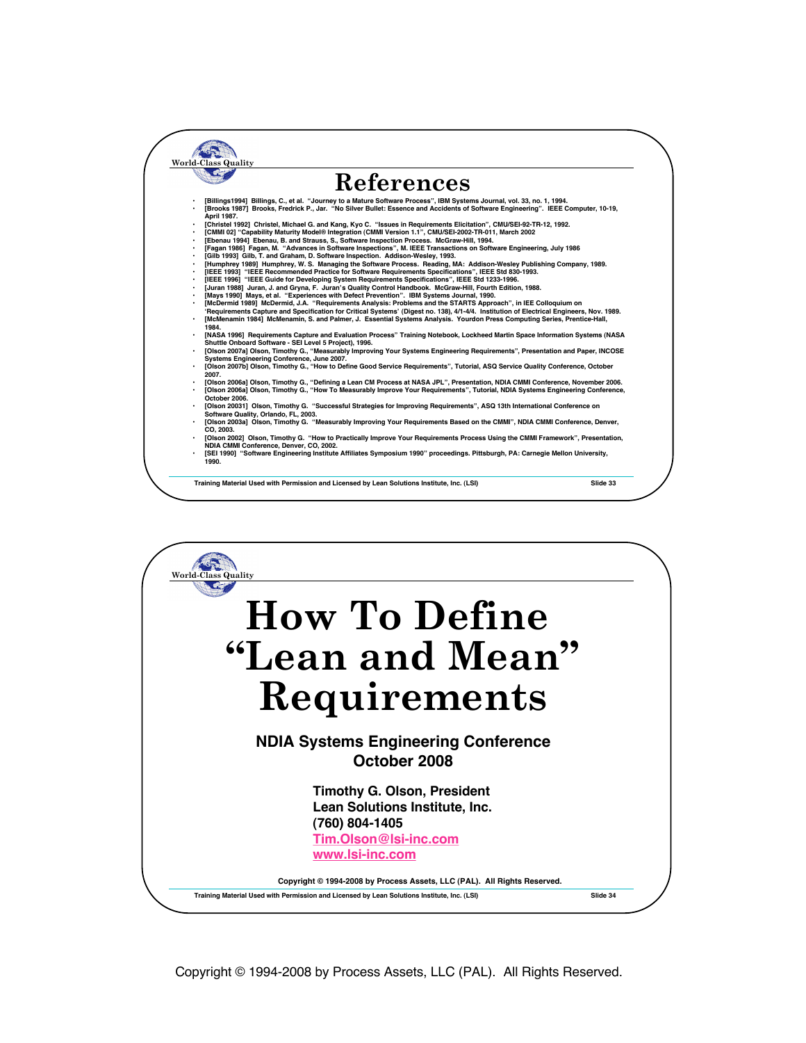# References

- [Billings1994] Billings, C., et al. "Journey to a Mature Software Process", IBM Systems Journal, vol. 33, no. 1, 1994.
- [Brooks 1987] Brooks, Fredrick P., Jar. "No Silver Bullet: Essence and Accidents of Software Engineering". IEEE Computer, 10-19, April 1987.
- [Christel 1992] Christel, Michael G. and Kang, Kyo C. "Issues in Requirements Elicitation", CMU/SEI-92-TR-12, 1992.
- [CMMI 02] "Capability Maturity Model® Integration (CMMI Version 1.1", CMU/SEI-2002-TR-011, March 2002
- [Ebenau 1994] Ebenau, B. and Strauss, S., Software Inspection Process. McGraw-Hill, 1994.
- [Fagan 1986] Fagan, M. "Advances in Software Inspections", M. IEEE Transactions on Software Engineering, July 1986
- [Gilb 1993] Gilb, T. and Graham, D. Software Inspection. Addison-Wesley, 1993.
- [Humphrey 1989] Humphrey, W. S. Managing the Software Process. Reading, MA: Addison-Wesley Publishing Company, 1989.
- [IEEE 1993] "IEEE Recommended Practice for Software Requirements Specifications", IEEE Std 830-1993.
- [IEEE 1996] "IEEE Guide for Developing System Requirements Specifications", IEEE Std 1233-1996.
- [Juran 1988] Juran, J. and Gryna, F. Juran's Quality Control Handbook. McGraw-Hill, Fourth Edition, 1988.
- [Mays 1990] Mays, et al. "Experiences with Defect Prevention". IBM Systems Journal, 1990.
- [McDermid 1989] McDermid, J.A. "Requirements Analysis: Problems and the STARTS Approach", in IEE Colloquium on 'Requirements Capture and Specification for Critical Systems' (Digest no. 138), 4/1-4/4. Institution of Electrical Engineers, Nov. 1989.
- [McMenamin 1984] McMenamin, S. and Palmer, J. Essential Systems Analysis. Yourdon Press Computing Series, Prentice-Hall, 1984.
- [NASA 1996] Requirements Capture and Evaluation Process" Training Notebook, Lockheed Martin Space Information Systems (NASA Shuttle Onboard Software - SEI Level 5 Project), 1996.
- [Olson 2007a] Olson, Timothy G., "Measurably Improving Your Systems Engineering Requirements", Presentation and Paper, INCOSE Systems Engineering Conference, June 2007.
- [Olson 2007b] Olson, Timothy G., "How to Define Good Service Requirements", Tutorial, ASQ Service Quality Conference, October 2007.
- [Olson 2006a] Olson, Timothy G., "Defining a Lean CM Process at NASA JPL", Presentation, NDIA CMMI Conference, November 2006.
- [Olson 2006a] Olson, Timothy G., "How To Measurably Improve Your Requirements", Tutorial, NDIA Systems Engineering Conference, October 2006.
- [Olson 20031] Olson, Timothy G. "Successful Strategies for Improving Requirements", ASQ 13th International Conference on Software Quality, Orlando, FL, 2003.
- [Olson 2003a] Olson, Timothy G. "Measurably Improving Your Requirements Based on the CMMI", NDIA CMMI Conference, Denver, CO, 2003.
- [Olson 2002] Olson, Timothy G. "How to Practically Improve Your Requirements Process Using the CMMI Framework", Presentation, NDIA CMMI Conference, Denver, CO, 2002.
- [SEI 1990] "Software Engineering Institute Affiliates Symposium 1990" proceedings. Pittsburgh, PA: Carnegie Mellon University, 1990.

# How To Define "Lean and Mean" Requirements

**NDIA Systems Engineering Conference**
**October 2008**

**Timothy G. Olson, President**
**Lean Solutions Institute, Inc.**
**(760) 804-1405**
**Tim.Olson@lsi-inc.com**
**www.lsi-inc.com**

Copyright © 1994-2008 by Process Assets, LLC (PAL). All Rights Reserved.